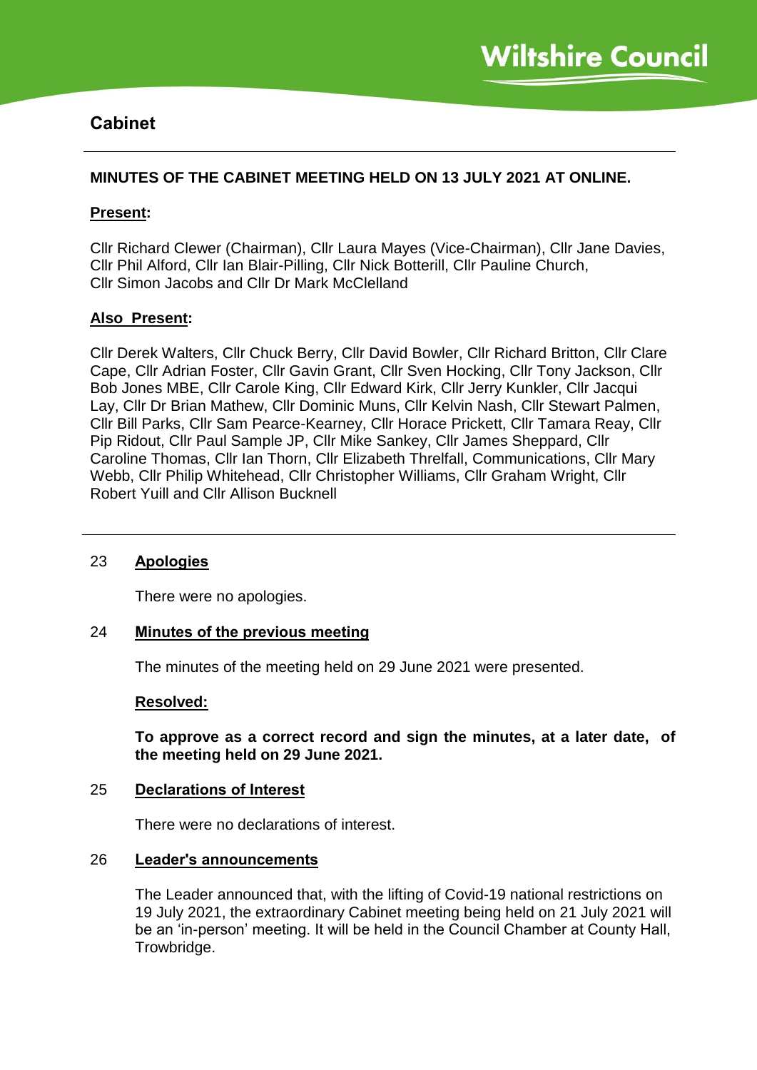# Cabinet

**MINUTES OF THE CABINET MEETING HELD ON 13 JULY 2021 AT ONLINE.**

**Present:**

Cllr Richard Clewer (Chairman), Cllr Laura Mayes (Vice-Chairman), Cllr Jane Davies, Cllr Phil Alford, Cllr Ian Blair-Pilling, Cllr Nick Botterill, Cllr Pauline Church, Cllr Simon Jacobs and Cllr Dr Mark McClelland

**Also Present:**

Cllr Derek Walters, Cllr Chuck Berry, Cllr David Bowler, Cllr Richard Britton, Cllr Clare Cape, Cllr Adrian Foster, Cllr Gavin Grant, Cllr Sven Hocking, Cllr Tony Jackson, Cllr Bob Jones MBE, Cllr Carole King, Cllr Edward Kirk, Cllr Jerry Kunkler, Cllr Jacqui Lay, Cllr Dr Brian Mathew, Cllr Dominic Muns, Cllr Kelvin Nash, Cllr Stewart Palmen, Cllr Bill Parks, Cllr Sam Pearce-Kearney, Cllr Horace Prickett, Cllr Tamara Reay, Cllr Pip Ridout, Cllr Paul Sample JP, Cllr Mike Sankey, Cllr James Sheppard, Cllr Caroline Thomas, Cllr Ian Thorn, Cllr Elizabeth Threlfall, Communications, Cllr Mary Webb, Cllr Philip Whitehead, Cllr Christopher Williams, Cllr Graham Wright, Cllr Robert Yuill and Cllr Allison Bucknell

## 23 Apologies

There were no apologies.

## 24 Minutes of the previous meeting

The minutes of the meeting held on 29 June 2021 were presented.

**Resolved:**

**To approve as a correct record and sign the minutes, at a later date, of the meeting held on 29 June 2021.**

## 25 Declarations of Interest

There were no declarations of interest.

## 26 Leader's announcements

The Leader announced that, with the lifting of Covid-19 national restrictions on 19 July 2021, the extraordinary Cabinet meeting being held on 21 July 2021 will be an 'in-person' meeting. It will be held in the Council Chamber at County Hall, Trowbridge.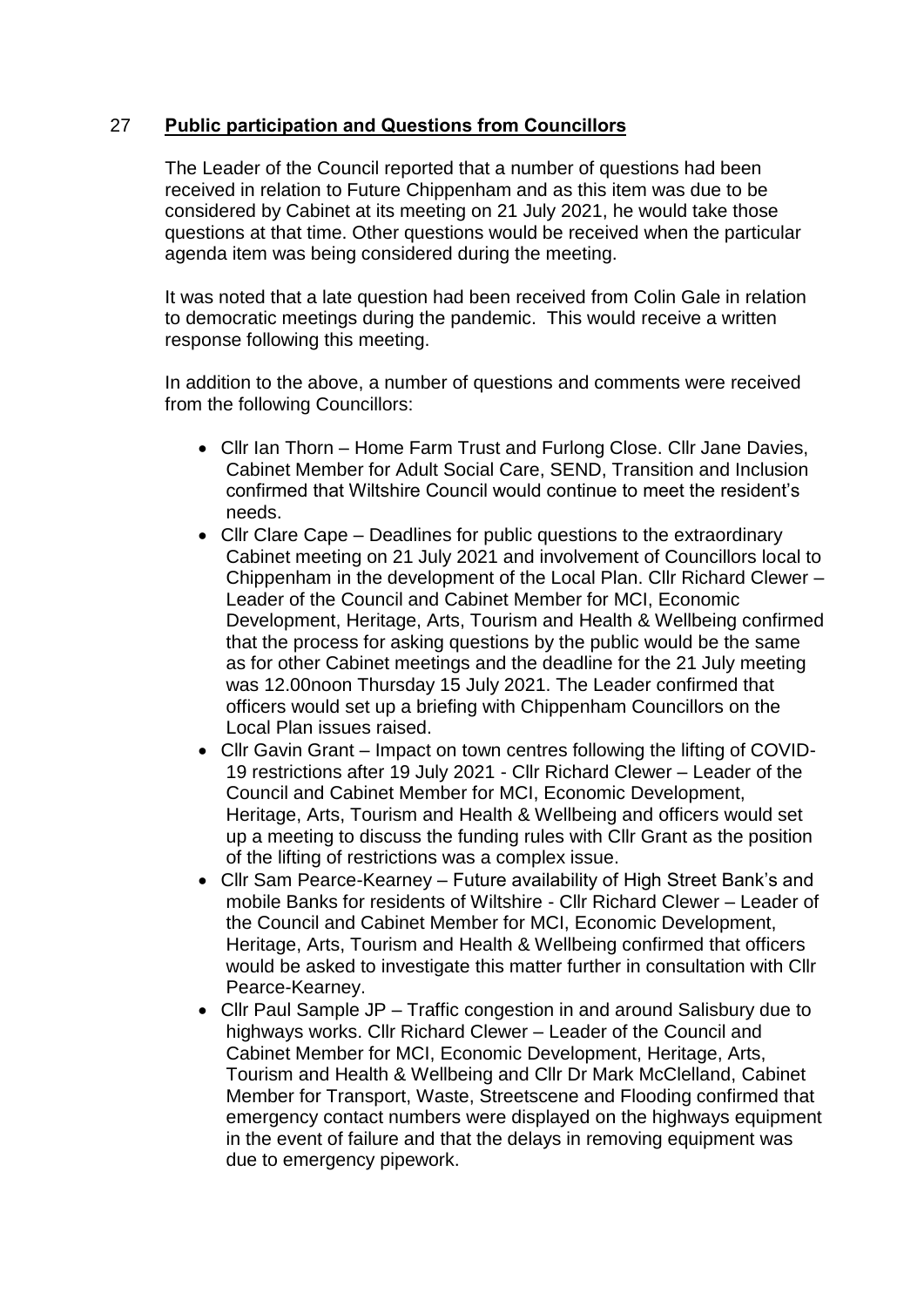## 27 **Public participation and Questions from Councillors**

The Leader of the Council reported that a number of questions had been received in relation to Future Chippenham and as this item was due to be considered by Cabinet at its meeting on 21 July 2021, he would take those questions at that time. Other questions would be received when the particular agenda item was being considered during the meeting.

It was noted that a late question had been received from Colin Gale in relation to democratic meetings during the pandemic. This would receive a written response following this meeting.

In addition to the above, a number of questions and comments were received from the following Councillors:

- Cllr Ian Thorn – Home Farm Trust and Furlong Close. Cllr Jane Davies, Cabinet Member for Adult Social Care, SEND, Transition and Inclusion confirmed that Wiltshire Council would continue to meet the resident's needs.
- Cllr Clare Cape – Deadlines for public questions to the extraordinary Cabinet meeting on 21 July 2021 and involvement of Councillors local to Chippenham in the development of the Local Plan. Cllr Richard Clewer – Leader of the Council and Cabinet Member for MCI, Economic Development, Heritage, Arts, Tourism and Health & Wellbeing confirmed that the process for asking questions by the public would be the same as for other Cabinet meetings and the deadline for the 21 July meeting was 12.00noon Thursday 15 July 2021. The Leader confirmed that officers would set up a briefing with Chippenham Councillors on the Local Plan issues raised.
- Cllr Gavin Grant – Impact on town centres following the lifting of COVID-19 restrictions after 19 July 2021 - Cllr Richard Clewer – Leader of the Council and Cabinet Member for MCI, Economic Development, Heritage, Arts, Tourism and Health & Wellbeing and officers would set up a meeting to discuss the funding rules with Cllr Grant as the position of the lifting of restrictions was a complex issue.
- Cllr Sam Pearce-Kearney – Future availability of High Street Bank's and mobile Banks for residents of Wiltshire - Cllr Richard Clewer – Leader of the Council and Cabinet Member for MCI, Economic Development, Heritage, Arts, Tourism and Health & Wellbeing confirmed that officers would be asked to investigate this matter further in consultation with Cllr Pearce-Kearney.
- Cllr Paul Sample JP – Traffic congestion in and around Salisbury due to highways works. Cllr Richard Clewer – Leader of the Council and Cabinet Member for MCI, Economic Development, Heritage, Arts, Tourism and Health & Wellbeing and Cllr Dr Mark McClelland, Cabinet Member for Transport, Waste, Streetscene and Flooding confirmed that emergency contact numbers were displayed on the highways equipment in the event of failure and that the delays in removing equipment was due to emergency pipework.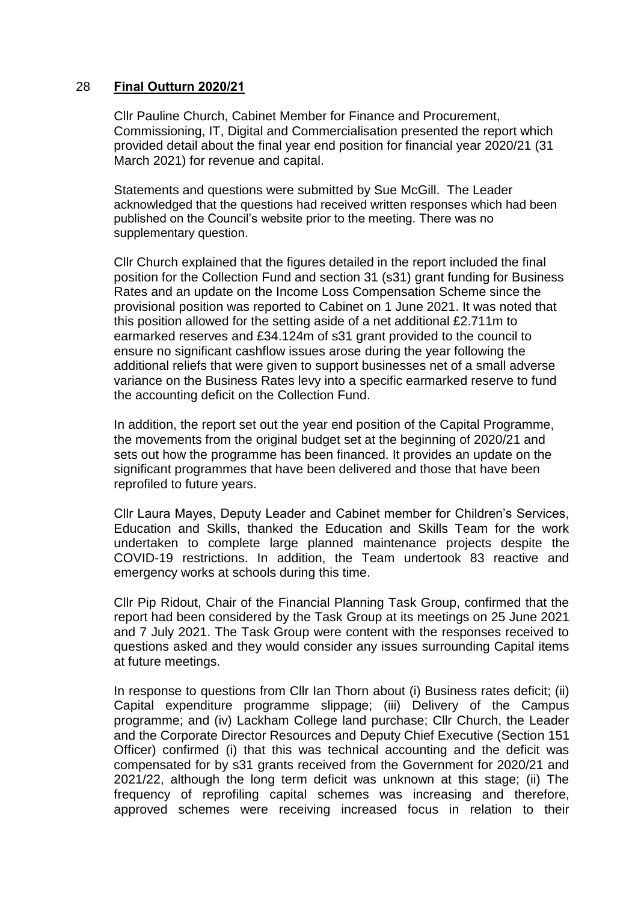## 28 **Final Outturn 2020/21**

Cllr Pauline Church, Cabinet Member for Finance and Procurement, Commissioning, IT, Digital and Commercialisation presented the report which provided detail about the final year end position for financial year 2020/21 (31 March 2021) for revenue and capital.

Statements and questions were submitted by Sue McGill. The Leader acknowledged that the questions had received written responses which had been published on the Council's website prior to the meeting. There was no supplementary question.

Cllr Church explained that the figures detailed in the report included the final position for the Collection Fund and section 31 (s31) grant funding for Business Rates and an update on the Income Loss Compensation Scheme since the provisional position was reported to Cabinet on 1 June 2021. It was noted that this position allowed for the setting aside of a net additional £2.711m to earmarked reserves and £34.124m of s31 grant provided to the council to ensure no significant cashflow issues arose during the year following the additional reliefs that were given to support businesses net of a small adverse variance on the Business Rates levy into a specific earmarked reserve to fund the accounting deficit on the Collection Fund.

In addition, the report set out the year end position of the Capital Programme, the movements from the original budget set at the beginning of 2020/21 and sets out how the programme has been financed. It provides an update on the significant programmes that have been delivered and those that have been reprofiled to future years.

Cllr Laura Mayes, Deputy Leader and Cabinet member for Children's Services, Education and Skills, thanked the Education and Skills Team for the work undertaken to complete large planned maintenance projects despite the COVID-19 restrictions. In addition, the Team undertook 83 reactive and emergency works at schools during this time.

Cllr Pip Ridout, Chair of the Financial Planning Task Group, confirmed that the report had been considered by the Task Group at its meetings on 25 June 2021 and 7 July 2021. The Task Group were content with the responses received to questions asked and they would consider any issues surrounding Capital items at future meetings.

In response to questions from Cllr Ian Thorn about (i) Business rates deficit; (ii) Capital expenditure programme slippage; (iii) Delivery of the Campus programme; and (iv) Lackham College land purchase; Cllr Church, the Leader and the Corporate Director Resources and Deputy Chief Executive (Section 151 Officer) confirmed (i) that this was technical accounting and the deficit was compensated for by s31 grants received from the Government for 2020/21 and 2021/22, although the long term deficit was unknown at this stage; (ii) The frequency of reprofiling capital schemes was increasing and therefore, approved schemes were receiving increased focus in relation to their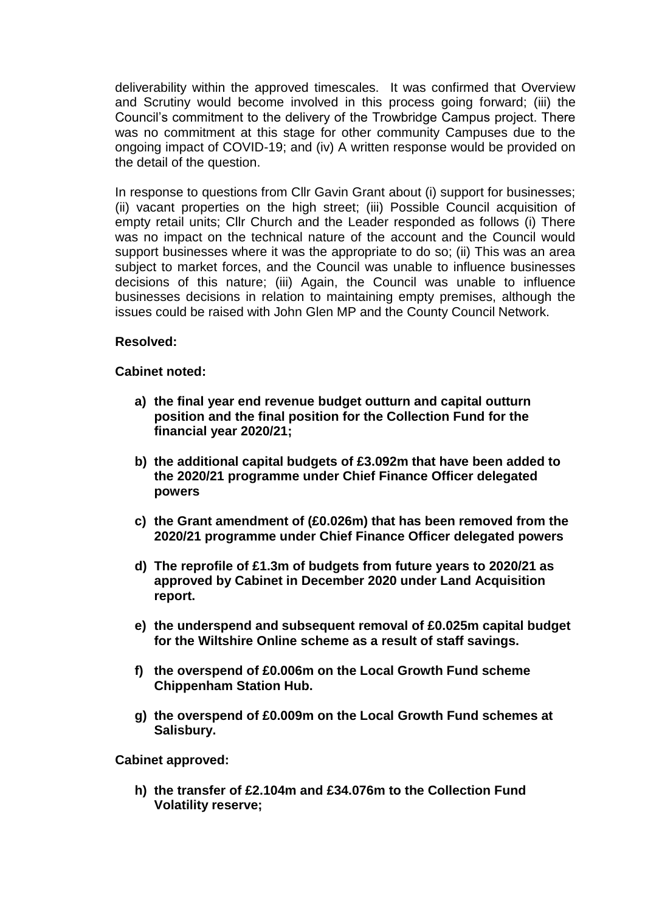deliverability within the approved timescales. It was confirmed that Overview and Scrutiny would become involved in this process going forward; (iii) the Council's commitment to the delivery of the Trowbridge Campus project. There was no commitment at this stage for other community Campuses due to the ongoing impact of COVID-19; and (iv) A written response would be provided on the detail of the question.

In response to questions from Cllr Gavin Grant about (i) support for businesses; (ii) vacant properties on the high street; (iii) Possible Council acquisition of empty retail units; Cllr Church and the Leader responded as follows (i) There was no impact on the technical nature of the account and the Council would support businesses where it was the appropriate to do so; (ii) This was an area subject to market forces, and the Council was unable to influence businesses decisions of this nature; (iii) Again, the Council was unable to influence businesses decisions in relation to maintaining empty premises, although the issues could be raised with John Glen MP and the County Council Network.

**Resolved:**

**Cabinet noted:**

- **a) the final year end revenue budget outturn and capital outturn position and the final position for the Collection Fund for the financial year 2020/21;**
- **b) the additional capital budgets of £3.092m that have been added to the 2020/21 programme under Chief Finance Officer delegated powers**
- **c) the Grant amendment of (£0.026m) that has been removed from the 2020/21 programme under Chief Finance Officer delegated powers**
- **d) The reprofile of £1.3m of budgets from future years to 2020/21 as approved by Cabinet in December 2020 under Land Acquisition report.**
- **e) the underspend and subsequent removal of £0.025m capital budget for the Wiltshire Online scheme as a result of staff savings.**
- **f) the overspend of £0.006m on the Local Growth Fund scheme Chippenham Station Hub.**
- **g) the overspend of £0.009m on the Local Growth Fund schemes at Salisbury.**

**Cabinet approved:**

- **h) the transfer of £2.104m and £34.076m to the Collection Fund Volatility reserve;**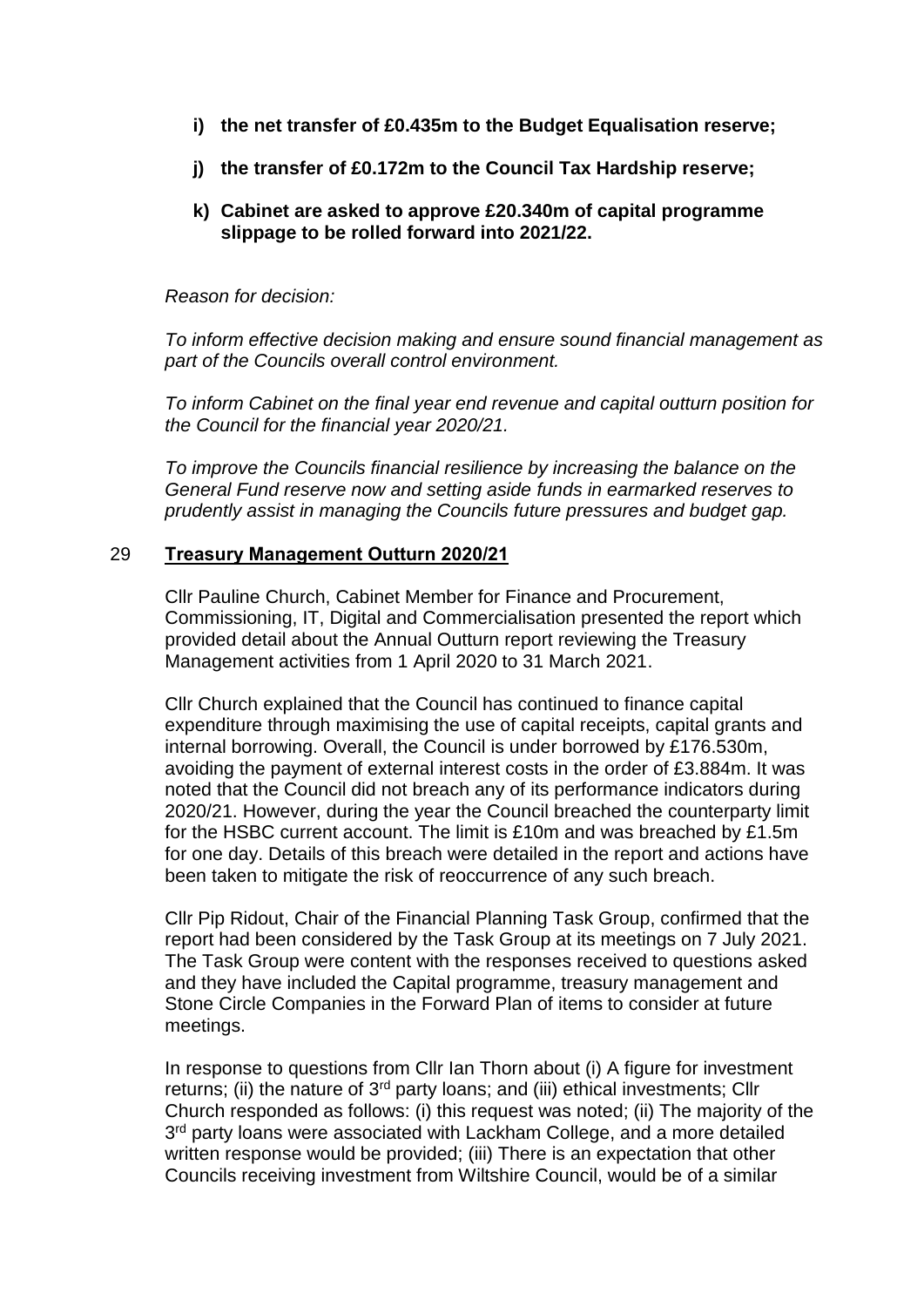**i) the net transfer of £0.435m to the Budget Equalisation reserve;**

**j) the transfer of £0.172m to the Council Tax Hardship reserve;**

**k) Cabinet are asked to approve £20.340m of capital programme slippage to be rolled forward into 2021/22.**

*Reason for decision:*

*To inform effective decision making and ensure sound financial management as part of the Councils overall control environment.*

*To inform Cabinet on the final year end revenue and capital outturn position for the Council for the financial year 2020/21.*

*To improve the Councils financial resilience by increasing the balance on the General Fund reserve now and setting aside funds in earmarked reserves to prudently assist in managing the Councils future pressures and budget gap.*

## 29 **Treasury Management Outturn 2020/21**

Cllr Pauline Church, Cabinet Member for Finance and Procurement, Commissioning, IT, Digital and Commercialisation presented the report which provided detail about the Annual Outturn report reviewing the Treasury Management activities from 1 April 2020 to 31 March 2021.

Cllr Church explained that the Council has continued to finance capital expenditure through maximising the use of capital receipts, capital grants and internal borrowing. Overall, the Council is under borrowed by £176.530m, avoiding the payment of external interest costs in the order of £3.884m. It was noted that the Council did not breach any of its performance indicators during 2020/21. However, during the year the Council breached the counterparty limit for the HSBC current account. The limit is £10m and was breached by £1.5m for one day. Details of this breach were detailed in the report and actions have been taken to mitigate the risk of reoccurrence of any such breach.

Cllr Pip Ridout, Chair of the Financial Planning Task Group, confirmed that the report had been considered by the Task Group at its meetings on 7 July 2021. The Task Group were content with the responses received to questions asked and they have included the Capital programme, treasury management and Stone Circle Companies in the Forward Plan of items to consider at future meetings.

In response to questions from Cllr Ian Thorn about (i) A figure for investment returns; (ii) the nature of 3rd party loans; and (iii) ethical investments; Cllr Church responded as follows: (i) this request was noted; (ii) The majority of the 3rd party loans were associated with Lackham College, and a more detailed written response would be provided; (iii) There is an expectation that other Councils receiving investment from Wiltshire Council, would be of a similar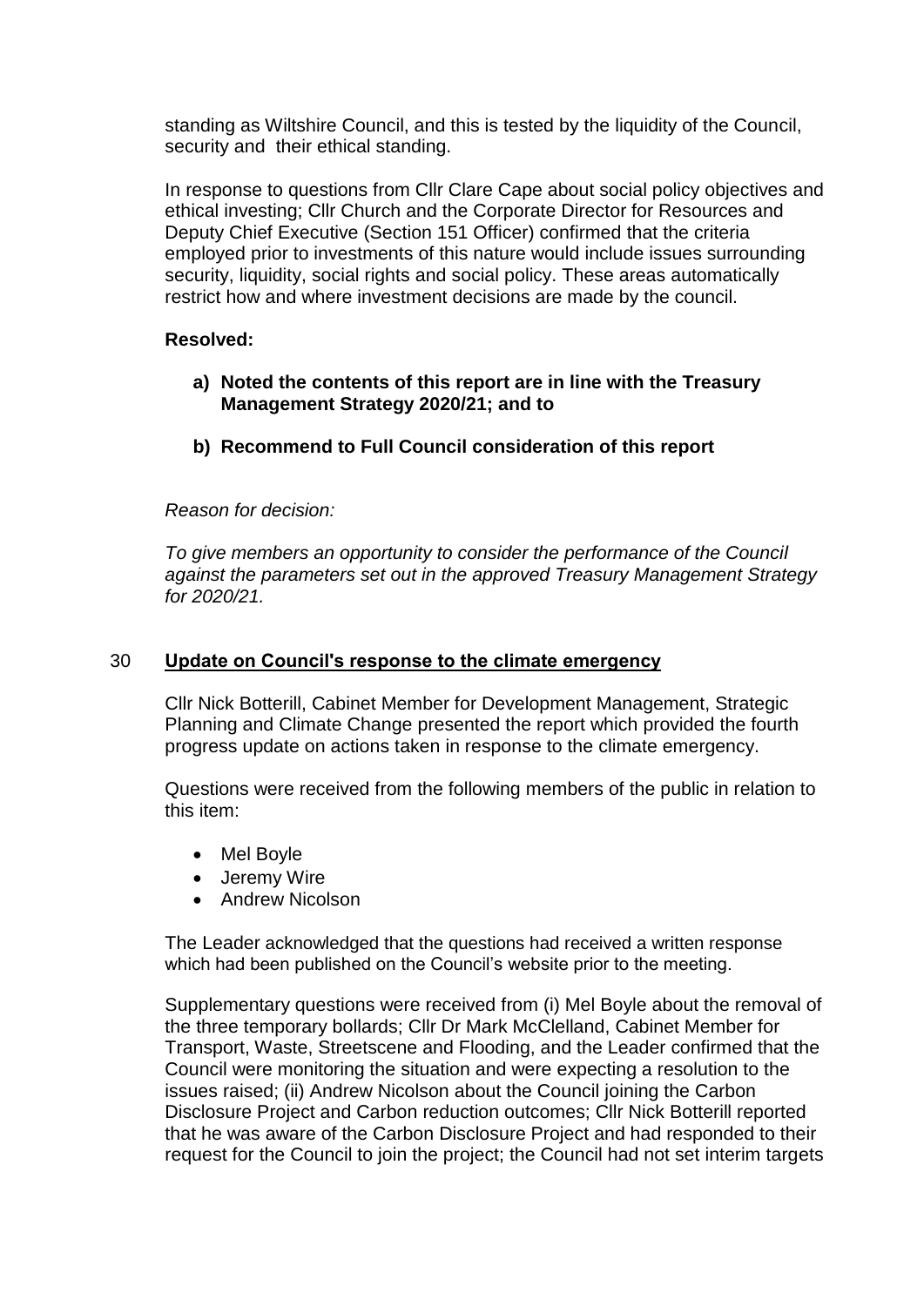standing as Wiltshire Council, and this is tested by the liquidity of the Council, security and their ethical standing.

In response to questions from Cllr Clare Cape about social policy objectives and ethical investing; Cllr Church and the Corporate Director for Resources and Deputy Chief Executive (Section 151 Officer) confirmed that the criteria employed prior to investments of this nature would include issues surrounding security, liquidity, social rights and social policy. These areas automatically restrict how and where investment decisions are made by the council.

**Resolved:**

- **a) Noted the contents of this report are in line with the Treasury Management Strategy 2020/21; and to**
- **b) Recommend to Full Council consideration of this report**

*Reason for decision:*

*To give members an opportunity to consider the performance of the Council against the parameters set out in the approved Treasury Management Strategy for 2020/21.*

## 30 Update on Council's response to the climate emergency

Cllr Nick Botterill, Cabinet Member for Development Management, Strategic Planning and Climate Change presented the report which provided the fourth progress update on actions taken in response to the climate emergency.

Questions were received from the following members of the public in relation to this item:

- Mel Boyle
- Jeremy Wire
- Andrew Nicolson

The Leader acknowledged that the questions had received a written response which had been published on the Council's website prior to the meeting.

Supplementary questions were received from (i) Mel Boyle about the removal of the three temporary bollards; Cllr Dr Mark McClelland, Cabinet Member for Transport, Waste, Streetscene and Flooding, and the Leader confirmed that the Council were monitoring the situation and were expecting a resolution to the issues raised; (ii) Andrew Nicolson about the Council joining the Carbon Disclosure Project and Carbon reduction outcomes; Cllr Nick Botterill reported that he was aware of the Carbon Disclosure Project and had responded to their request for the Council to join the project; the Council had not set interim targets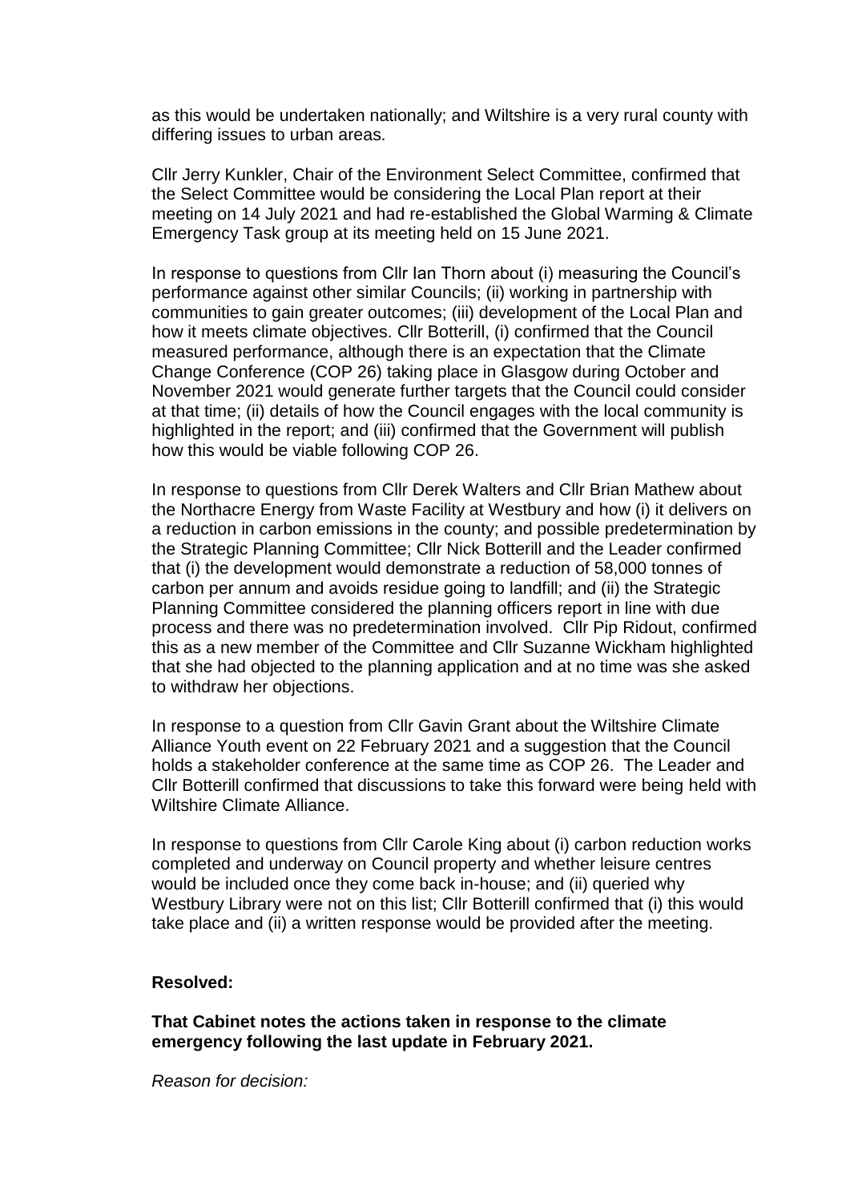as this would be undertaken nationally; and Wiltshire is a very rural county with differing issues to urban areas.

Cllr Jerry Kunkler, Chair of the Environment Select Committee, confirmed that the Select Committee would be considering the Local Plan report at their meeting on 14 July 2021 and had re-established the Global Warming & Climate Emergency Task group at its meeting held on 15 June 2021.

In response to questions from Cllr Ian Thorn about (i) measuring the Council's performance against other similar Councils; (ii) working in partnership with communities to gain greater outcomes; (iii) development of the Local Plan and how it meets climate objectives. Cllr Botterill, (i) confirmed that the Council measured performance, although there is an expectation that the Climate Change Conference (COP 26) taking place in Glasgow during October and November 2021 would generate further targets that the Council could consider at that time; (ii) details of how the Council engages with the local community is highlighted in the report; and (iii) confirmed that the Government will publish how this would be viable following COP 26.

In response to questions from Cllr Derek Walters and Cllr Brian Mathew about the Northacre Energy from Waste Facility at Westbury and how (i) it delivers on a reduction in carbon emissions in the county; and possible predetermination by the Strategic Planning Committee; Cllr Nick Botterill and the Leader confirmed that (i) the development would demonstrate a reduction of 58,000 tonnes of carbon per annum and avoids residue going to landfill; and (ii) the Strategic Planning Committee considered the planning officers report in line with due process and there was no predetermination involved. Cllr Pip Ridout, confirmed this as a new member of the Committee and Cllr Suzanne Wickham highlighted that she had objected to the planning application and at no time was she asked to withdraw her objections.

In response to a question from Cllr Gavin Grant about the Wiltshire Climate Alliance Youth event on 22 February 2021 and a suggestion that the Council holds a stakeholder conference at the same time as COP 26. The Leader and Cllr Botterill confirmed that discussions to take this forward were being held with Wiltshire Climate Alliance.

In response to questions from Cllr Carole King about (i) carbon reduction works completed and underway on Council property and whether leisure centres would be included once they come back in-house; and (ii) queried why Westbury Library were not on this list; Cllr Botterill confirmed that (i) this would take place and (ii) a written response would be provided after the meeting.

**Resolved:**

**That Cabinet notes the actions taken in response to the climate emergency following the last update in February 2021.**

*Reason for decision:*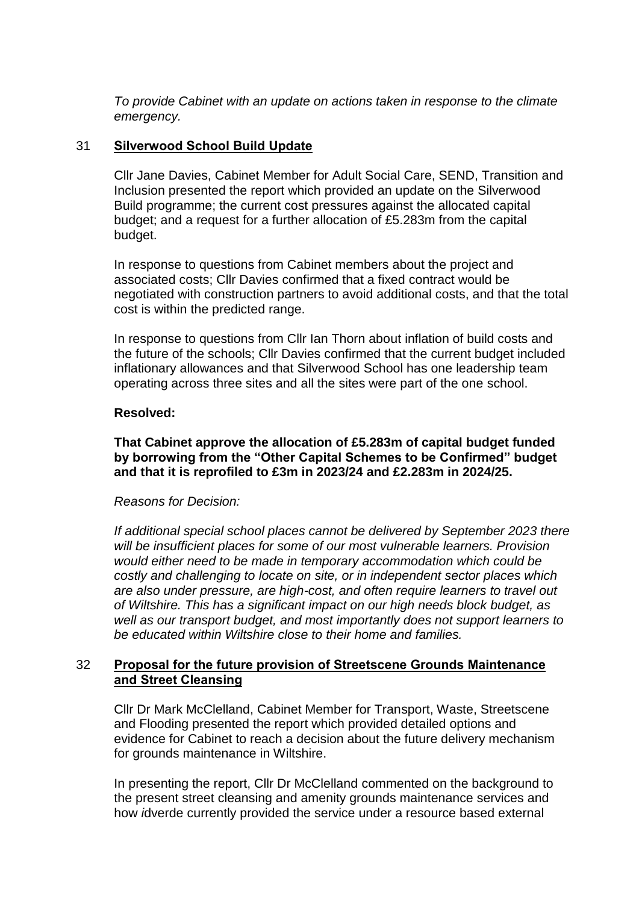*To provide Cabinet with an update on actions taken in response to the climate emergency.*

## 31 Silverwood School Build Update

Cllr Jane Davies, Cabinet Member for Adult Social Care, SEND, Transition and Inclusion presented the report which provided an update on the Silverwood Build programme; the current cost pressures against the allocated capital budget; and a request for a further allocation of £5.283m from the capital budget.

In response to questions from Cabinet members about the project and associated costs; Cllr Davies confirmed that a fixed contract would be negotiated with construction partners to avoid additional costs, and that the total cost is within the predicted range.

In response to questions from Cllr Ian Thorn about inflation of build costs and the future of the schools; Cllr Davies confirmed that the current budget included inflationary allowances and that Silverwood School has one leadership team operating across three sites and all the sites were part of the one school.

**Resolved:**

**That Cabinet approve the allocation of £5.283m of capital budget funded by borrowing from the "Other Capital Schemes to be Confirmed" budget and that it is reprofiled to £3m in 2023/24 and £2.283m in 2024/25.**

*Reasons for Decision:*

*If additional special school places cannot be delivered by September 2023 there will be insufficient places for some of our most vulnerable learners. Provision would either need to be made in temporary accommodation which could be costly and challenging to locate on site, or in independent sector places which are also under pressure, are high-cost, and often require learners to travel out of Wiltshire. This has a significant impact on our high needs block budget, as well as our transport budget, and most importantly does not support learners to be educated within Wiltshire close to their home and families.*

## 32 Proposal for the future provision of Streetscene Grounds Maintenance and Street Cleansing

Cllr Dr Mark McClelland, Cabinet Member for Transport, Waste, Streetscene and Flooding presented the report which provided detailed options and evidence for Cabinet to reach a decision about the future delivery mechanism for grounds maintenance in Wiltshire.

In presenting the report, Cllr Dr McClelland commented on the background to the present street cleansing and amenity grounds maintenance services and how *i*dverde currently provided the service under a resource based external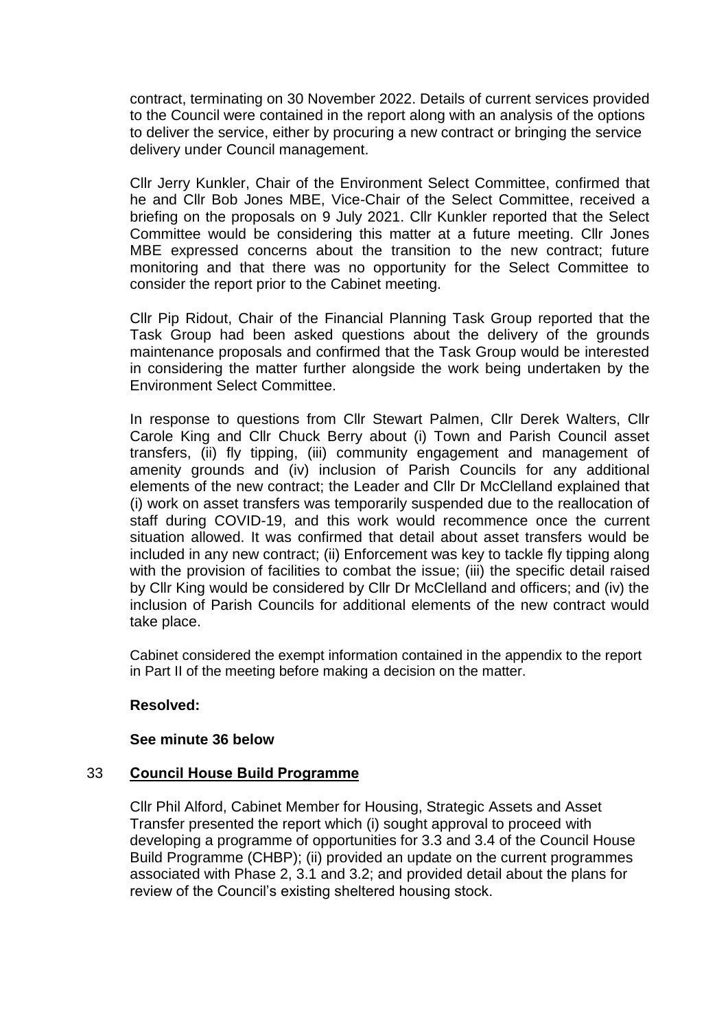contract, terminating on 30 November 2022. Details of current services provided to the Council were contained in the report along with an analysis of the options to deliver the service, either by procuring a new contract or bringing the service delivery under Council management.

Cllr Jerry Kunkler, Chair of the Environment Select Committee, confirmed that he and Cllr Bob Jones MBE, Vice-Chair of the Select Committee, received a briefing on the proposals on 9 July 2021. Cllr Kunkler reported that the Select Committee would be considering this matter at a future meeting. Cllr Jones MBE expressed concerns about the transition to the new contract; future monitoring and that there was no opportunity for the Select Committee to consider the report prior to the Cabinet meeting.

Cllr Pip Ridout, Chair of the Financial Planning Task Group reported that the Task Group had been asked questions about the delivery of the grounds maintenance proposals and confirmed that the Task Group would be interested in considering the matter further alongside the work being undertaken by the Environment Select Committee.

In response to questions from Cllr Stewart Palmen, Cllr Derek Walters, Cllr Carole King and Cllr Chuck Berry about (i) Town and Parish Council asset transfers, (ii) fly tipping, (iii) community engagement and management of amenity grounds and (iv) inclusion of Parish Councils for any additional elements of the new contract; the Leader and Cllr Dr McClelland explained that (i) work on asset transfers was temporarily suspended due to the reallocation of staff during COVID-19, and this work would recommence once the current situation allowed. It was confirmed that detail about asset transfers would be included in any new contract; (ii) Enforcement was key to tackle fly tipping along with the provision of facilities to combat the issue; (iii) the specific detail raised by Cllr King would be considered by Cllr Dr McClelland and officers; and (iv) the inclusion of Parish Councils for additional elements of the new contract would take place.

Cabinet considered the exempt information contained in the appendix to the report in Part II of the meeting before making a decision on the matter.

**Resolved:**

**See minute 36 below**

## 33 Council House Build Programme

Cllr Phil Alford, Cabinet Member for Housing, Strategic Assets and Asset Transfer presented the report which (i) sought approval to proceed with developing a programme of opportunities for 3.3 and 3.4 of the Council House Build Programme (CHBP); (ii) provided an update on the current programmes associated with Phase 2, 3.1 and 3.2; and provided detail about the plans for review of the Council's existing sheltered housing stock.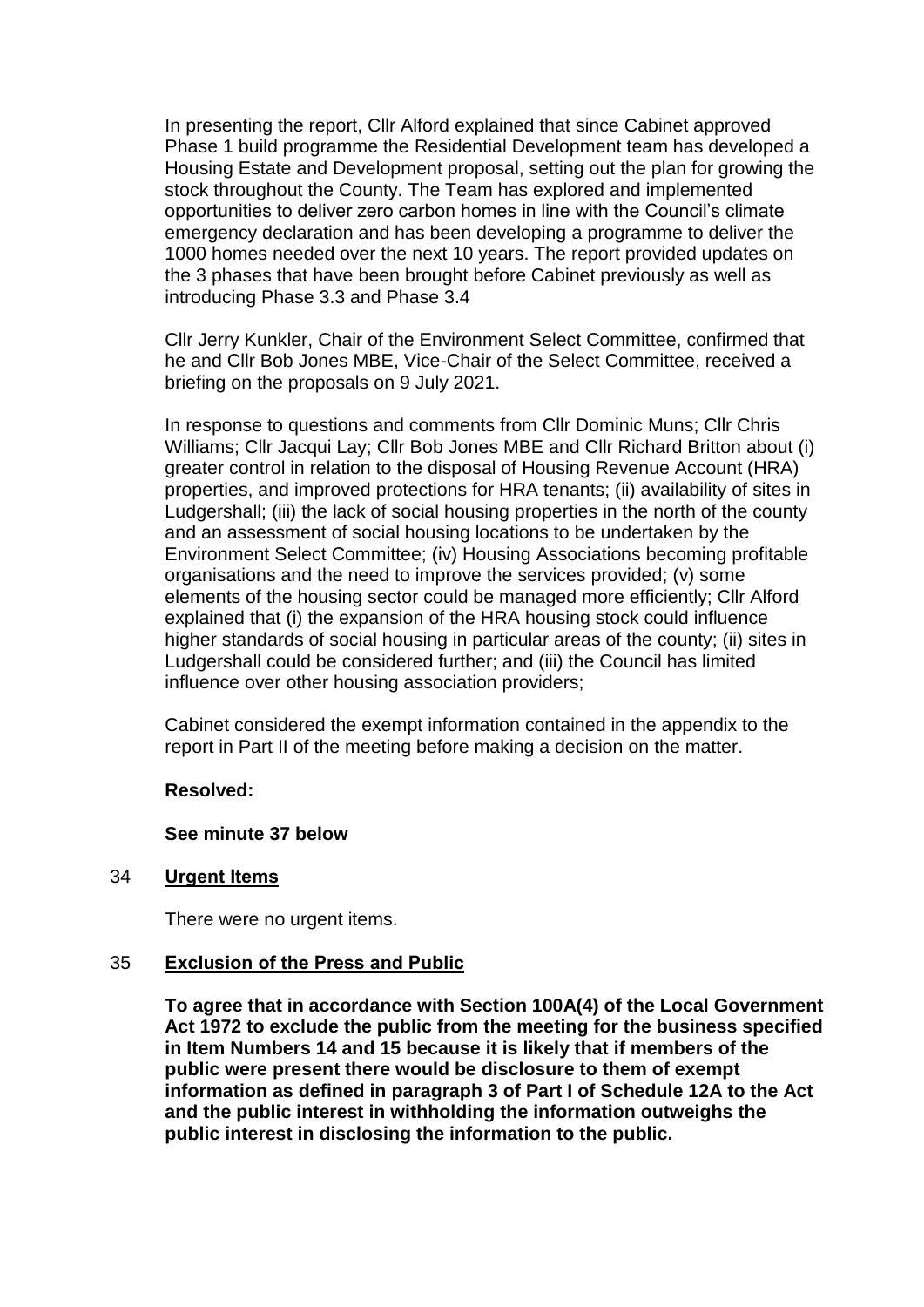In presenting the report, Cllr Alford explained that since Cabinet approved Phase 1 build programme the Residential Development team has developed a Housing Estate and Development proposal, setting out the plan for growing the stock throughout the County. The Team has explored and implemented opportunities to deliver zero carbon homes in line with the Council's climate emergency declaration and has been developing a programme to deliver the 1000 homes needed over the next 10 years. The report provided updates on the 3 phases that have been brought before Cabinet previously as well as introducing Phase 3.3 and Phase 3.4

Cllr Jerry Kunkler, Chair of the Environment Select Committee, confirmed that he and Cllr Bob Jones MBE, Vice-Chair of the Select Committee, received a briefing on the proposals on 9 July 2021.

In response to questions and comments from Cllr Dominic Muns; Cllr Chris Williams; Cllr Jacqui Lay; Cllr Bob Jones MBE and Cllr Richard Britton about (i) greater control in relation to the disposal of Housing Revenue Account (HRA) properties, and improved protections for HRA tenants; (ii) availability of sites in Ludgershall; (iii) the lack of social housing properties in the north of the county and an assessment of social housing locations to be undertaken by the Environment Select Committee; (iv) Housing Associations becoming profitable organisations and the need to improve the services provided; (v) some elements of the housing sector could be managed more efficiently; Cllr Alford explained that (i) the expansion of the HRA housing stock could influence higher standards of social housing in particular areas of the county; (ii) sites in Ludgershall could be considered further; and (iii) the Council has limited influence over other housing association providers;

Cabinet considered the exempt information contained in the appendix to the report in Part II of the meeting before making a decision on the matter.

**Resolved:**

**See minute 37 below**

## 34 Urgent Items

There were no urgent items.

## 35 Exclusion of the Press and Public

**To agree that in accordance with Section 100A(4) of the Local Government Act 1972 to exclude the public from the meeting for the business specified in Item Numbers 14 and 15 because it is likely that if members of the public were present there would be disclosure to them of exempt information as defined in paragraph 3 of Part I of Schedule 12A to the Act and the public interest in withholding the information outweighs the public interest in disclosing the information to the public.**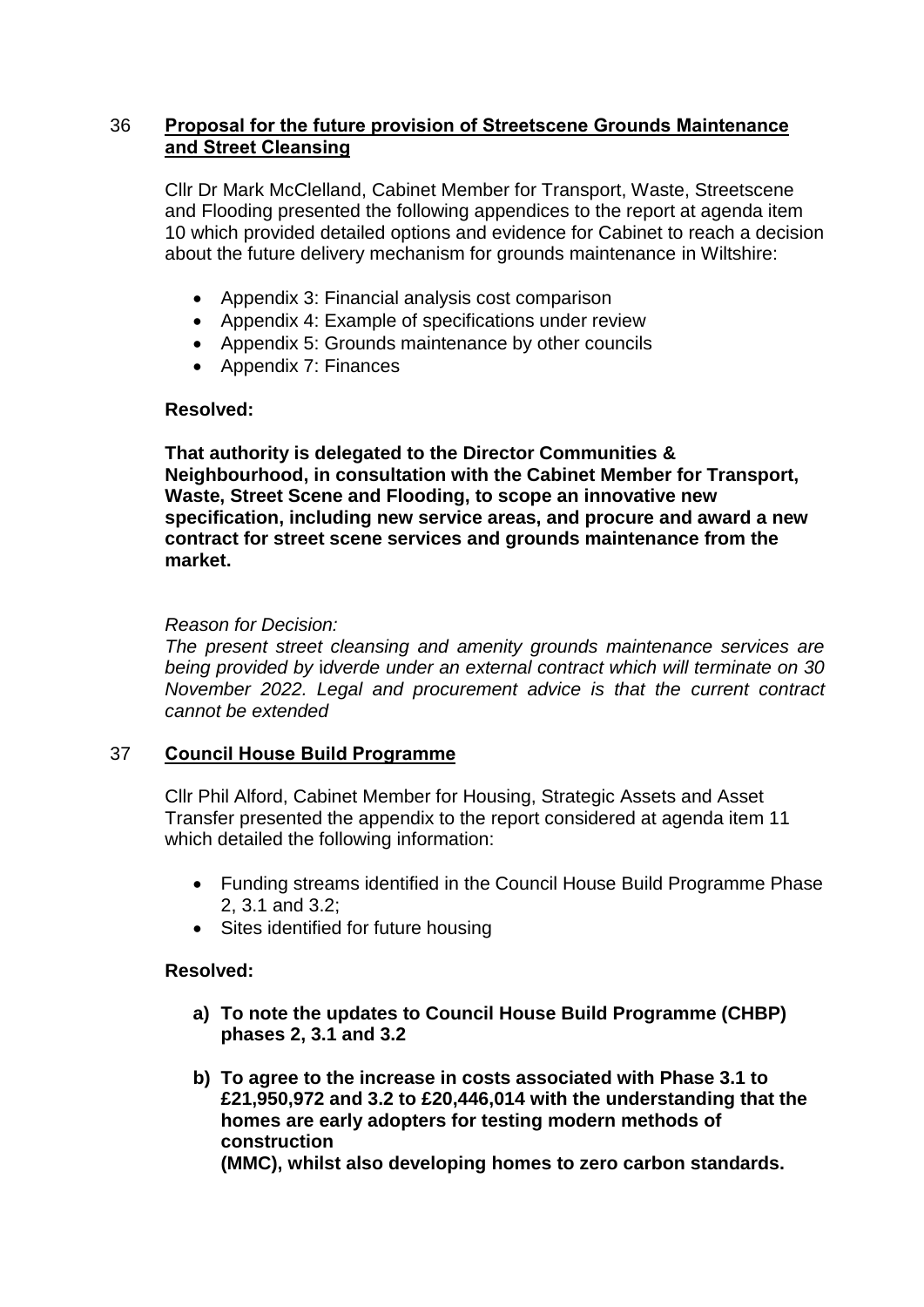## 36 **Proposal for the future provision of Streetscene Grounds Maintenance and Street Cleansing**

Cllr Dr Mark McClelland, Cabinet Member for Transport, Waste, Streetscene and Flooding presented the following appendices to the report at agenda item 10 which provided detailed options and evidence for Cabinet to reach a decision about the future delivery mechanism for grounds maintenance in Wiltshire:

- Appendix 3: Financial analysis cost comparison
- Appendix 4: Example of specifications under review
- Appendix 5: Grounds maintenance by other councils
- Appendix 7: Finances

**Resolved:**

**That authority is delegated to the Director Communities & Neighbourhood, in consultation with the Cabinet Member for Transport, Waste, Street Scene and Flooding, to scope an innovative new specification, including new service areas, and procure and award a new contract for street scene services and grounds maintenance from the market.**

*Reason for Decision:*
*The present street cleansing and amenity grounds maintenance services are being provided by* idverde *under an external contract which will terminate on 30 November 2022. Legal and procurement advice is that the current contract cannot be extended*

## 37 **Council House Build Programme**

Cllr Phil Alford, Cabinet Member for Housing, Strategic Assets and Asset Transfer presented the appendix to the report considered at agenda item 11 which detailed the following information:

- Funding streams identified in the Council House Build Programme Phase 2, 3.1 and 3.2;
- Sites identified for future housing

**Resolved:**

**a) To note the updates to Council House Build Programme (CHBP) phases 2, 3.1 and 3.2**

**b) To agree to the increase in costs associated with Phase 3.1 to £21,950,972 and 3.2 to £20,446,014 with the understanding that the homes are early adopters for testing modern methods of construction (MMC), whilst also developing homes to zero carbon standards.**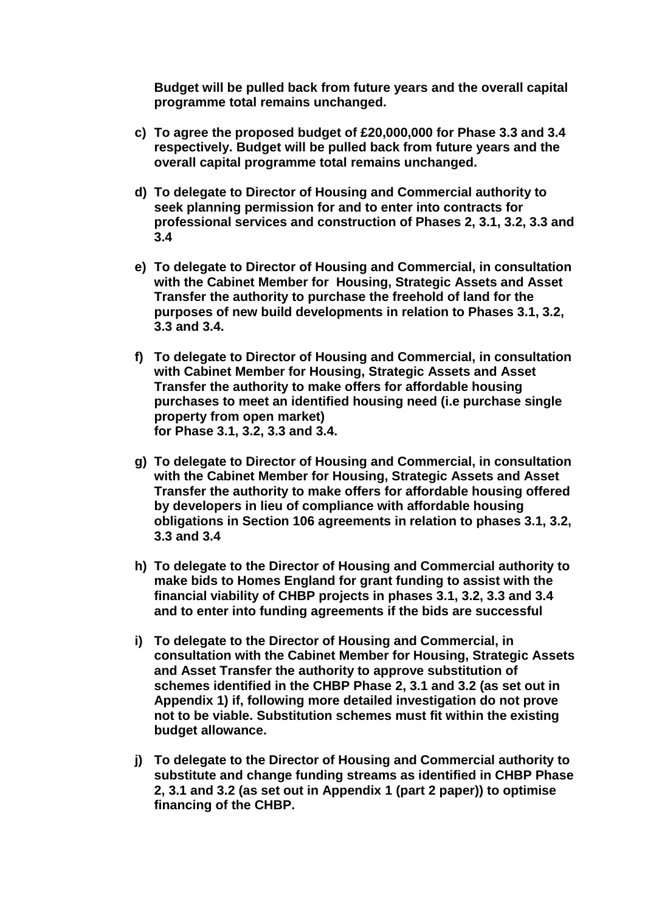**Budget will be pulled back from future years and the overall capital programme total remains unchanged.**

c) **To agree the proposed budget of £20,000,000 for Phase 3.3 and 3.4 respectively. Budget will be pulled back from future years and the overall capital programme total remains unchanged.**

d) **To delegate to Director of Housing and Commercial authority to seek planning permission for and to enter into contracts for professional services and construction of Phases 2, 3.1, 3.2, 3.3 and 3.4**

e) **To delegate to Director of Housing and Commercial, in consultation with the Cabinet Member for Housing, Strategic Assets and Asset Transfer the authority to purchase the freehold of land for the purposes of new build developments in relation to Phases 3.1, 3.2, 3.3 and 3.4.**

f) **To delegate to Director of Housing and Commercial, in consultation with Cabinet Member for Housing, Strategic Assets and Asset Transfer the authority to make offers for affordable housing purchases to meet an identified housing need (i.e purchase single property from open market) for Phase 3.1, 3.2, 3.3 and 3.4.**

g) **To delegate to Director of Housing and Commercial, in consultation with the Cabinet Member for Housing, Strategic Assets and Asset Transfer the authority to make offers for affordable housing offered by developers in lieu of compliance with affordable housing obligations in Section 106 agreements in relation to phases 3.1, 3.2, 3.3 and 3.4**

h) **To delegate to the Director of Housing and Commercial authority to make bids to Homes England for grant funding to assist with the financial viability of CHBP projects in phases 3.1, 3.2, 3.3 and 3.4 and to enter into funding agreements if the bids are successful**

i) **To delegate to the Director of Housing and Commercial, in consultation with the Cabinet Member for Housing, Strategic Assets and Asset Transfer the authority to approve substitution of schemes identified in the CHBP Phase 2, 3.1 and 3.2 (as set out in Appendix 1) if, following more detailed investigation do not prove not to be viable. Substitution schemes must fit within the existing budget allowance.**

j) **To delegate to the Director of Housing and Commercial authority to substitute and change funding streams as identified in CHBP Phase 2, 3.1 and 3.2 (as set out in Appendix 1 (part 2 paper)) to optimise financing of the CHBP.**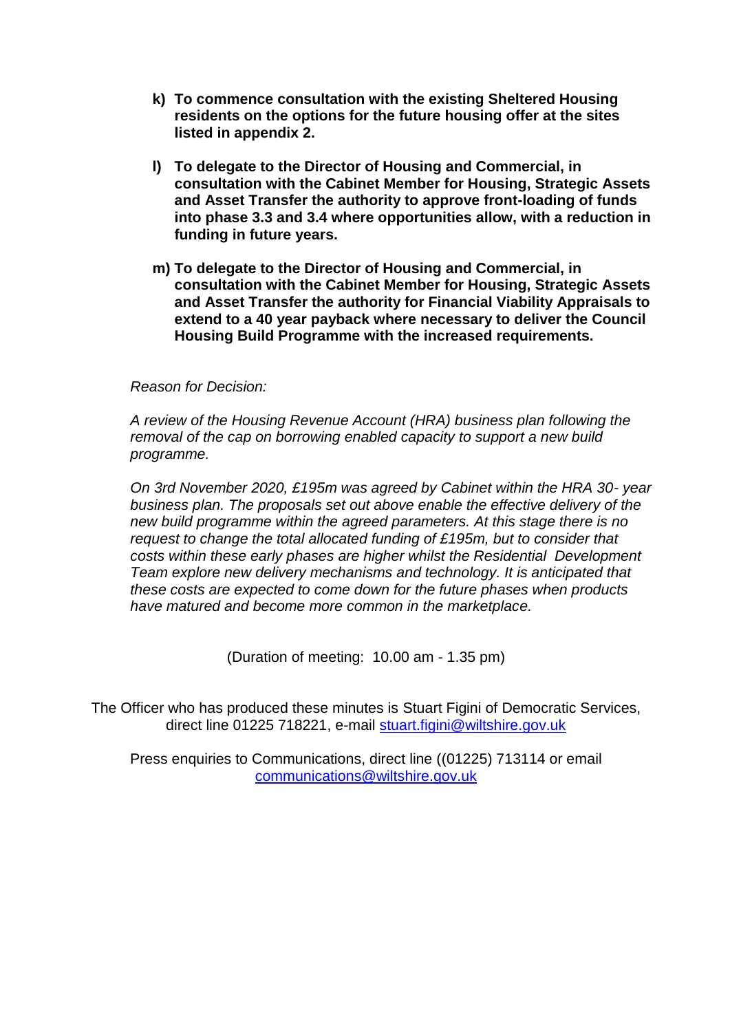**k) To commence consultation with the existing Sheltered Housing residents on the options for the future housing offer at the sites listed in appendix 2.**

**l) To delegate to the Director of Housing and Commercial, in consultation with the Cabinet Member for Housing, Strategic Assets and Asset Transfer the authority to approve front-loading of funds into phase 3.3 and 3.4 where opportunities allow, with a reduction in funding in future years.**

**m) To delegate to the Director of Housing and Commercial, in consultation with the Cabinet Member for Housing, Strategic Assets and Asset Transfer the authority for Financial Viability Appraisals to extend to a 40 year payback where necessary to deliver the Council Housing Build Programme with the increased requirements.**

*Reason for Decision:*

*A review of the Housing Revenue Account (HRA) business plan following the removal of the cap on borrowing enabled capacity to support a new build programme.*

*On 3rd November 2020, £195m was agreed by Cabinet within the HRA 30- year business plan. The proposals set out above enable the effective delivery of the new build programme within the agreed parameters. At this stage there is no request to change the total allocated funding of £195m, but to consider that costs within these early phases are higher whilst the Residential Development Team explore new delivery mechanisms and technology. It is anticipated that these costs are expected to come down for the future phases when products have matured and become more common in the marketplace.*

(Duration of meeting: 10.00 am - 1.35 pm)

The Officer who has produced these minutes is Stuart Figini of Democratic Services, direct line 01225 718221, e-mail stuart.figini@wiltshire.gov.uk

Press enquiries to Communications, direct line ((01225) 713114 or email communications@wiltshire.gov.uk